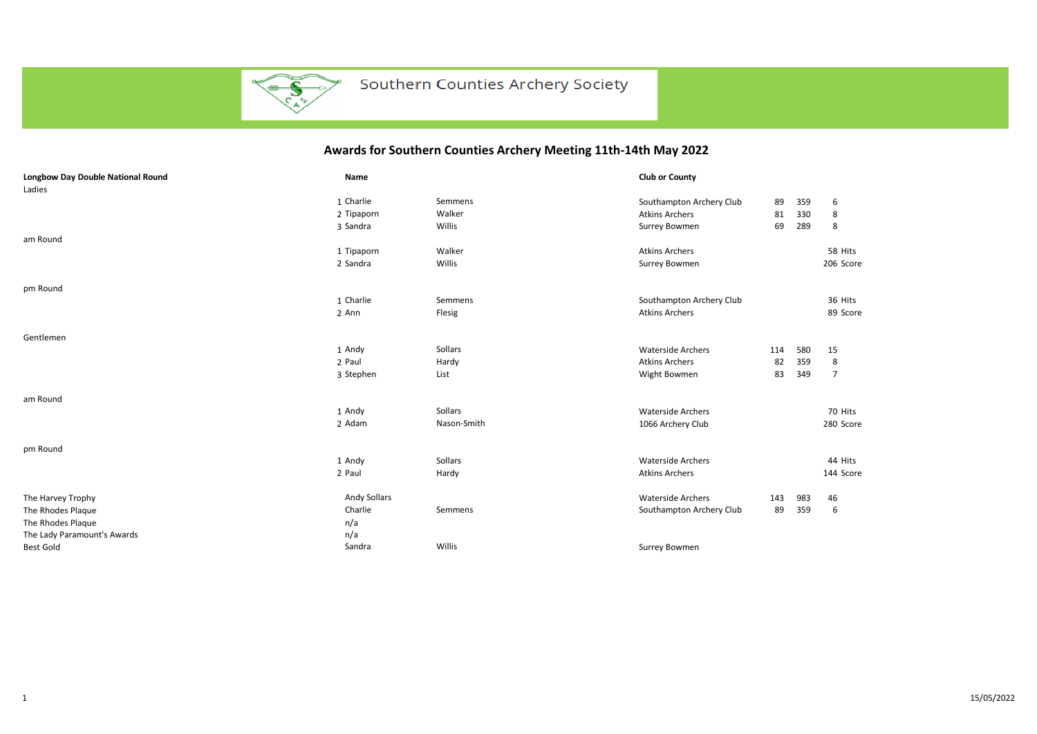Southern Counties Archery Society

## Awards for Southern Counties Archery Meeting 11th-14th May 2022

| **Longbow Day Double National Round** | | **Name** | | **Club or County** | | | |
|---|---|---|---|---|---|---|---|
| Ladies | | | | | | | |
| | 1 | Charlie | Semmens | Southampton Archery Club | 89 | 359 | 6 |
| | 2 | Tipaporn | Walker | Atkins Archers | 81 | 330 | 8 |
| | 3 | Sandra | Willis | Surrey Bowmen | 69 | 289 | 8 |
| am Round | | | | | | | |
| | 1 | Tipaporn | Walker | Atkins Archers | | | 58 Hits |
| | 2 | Sandra | Willis | Surrey Bowmen | | | 206 Score |
| pm Round | | | | | | | |
| | 1 | Charlie | Semmens | Southampton Archery Club | | | 36 Hits |
| | 2 | Ann | Flesig | Atkins Archers | | | 89 Score |
| Gentlemen | | | | | | | |
| | 1 | Andy | Sollars | Waterside Archers | 114 | 580 | 15 |
| | 2 | Paul | Hardy | Atkins Archers | 82 | 359 | 8 |
| | 3 | Stephen | List | Wight Bowmen | 83 | 349 | 7 |
| am Round | | | | | | | |
| | 1 | Andy | Sollars | Waterside Archers | | | 70 Hits |
| | 2 | Adam | Nason-Smith | 1066 Archery Club | | | 280 Score |
| pm Round | | | | | | | |
| | 1 | Andy | Sollars | Waterside Archers | | | 44 Hits |
| | 2 | Paul | Hardy | Atkins Archers | | | 144 Score |
| The Harvey Trophy | | Andy Sollars | | Waterside Archers | 143 | 983 | 46 |
| The Rhodes Plaque | | Charlie | Semmens | Southampton Archery Club | 89 | 359 | 6 |
| The Rhodes Plaque | | n/a | | | | | |
| The Lady Paramount's Awards | | n/a | | | | | |
| Best Gold | | Sandra | Willis | Surrey Bowmen | | | |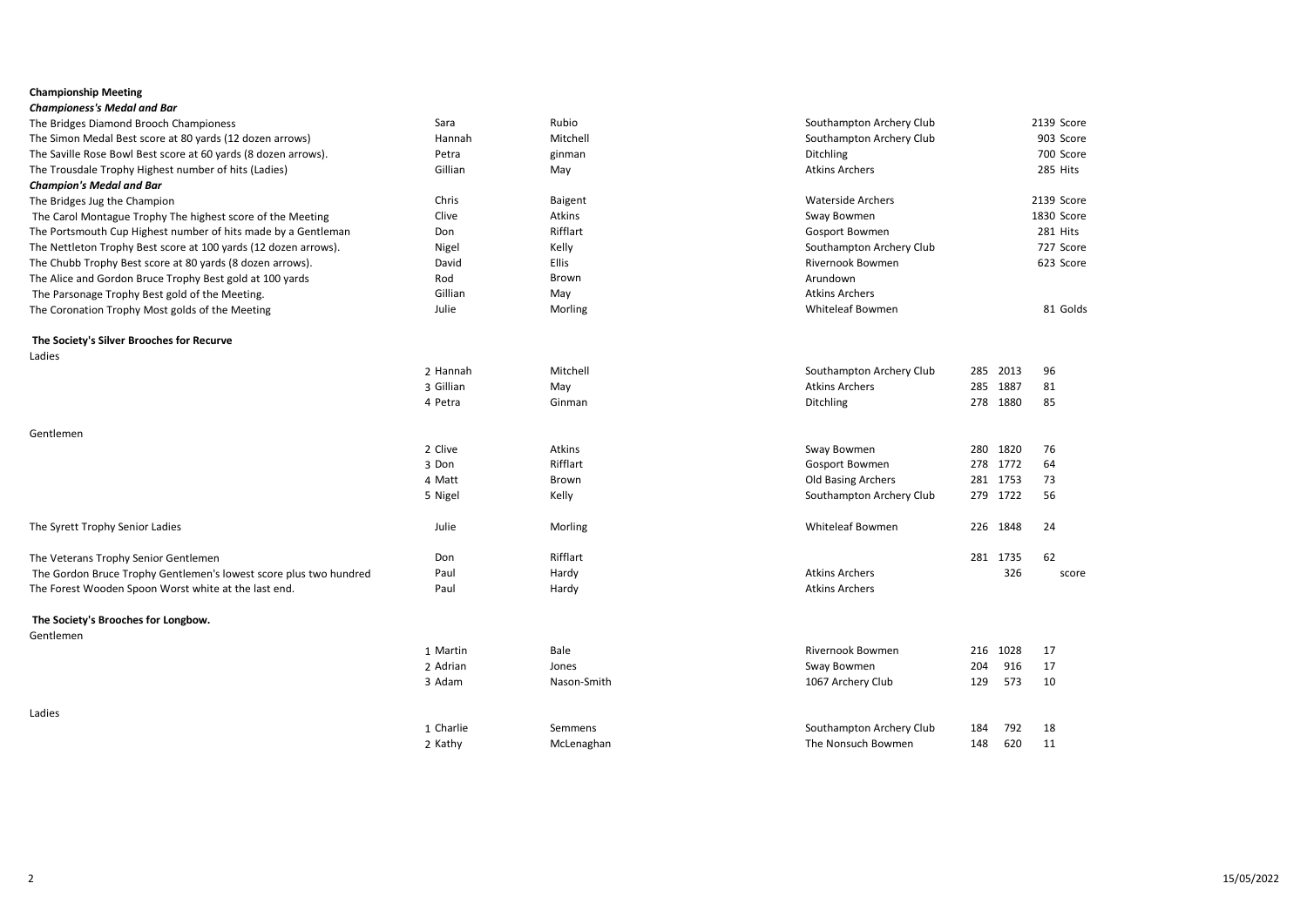**Championship Meeting**

***Championess's Medal and Bar***

| | | | | | | |
|---|---|---|---|---|---|---|
| The Bridges Diamond Brooch Championess | Sara | Rubio | Southampton Archery Club | | 2139 Score | |
| The Simon Medal Best score at 80 yards (12 dozen arrows) | Hannah | Mitchell | Southampton Archery Club | | 903 Score | |
| The Saville Rose Bowl Best score at 60 yards (8 dozen arrows). | Petra | ginman | Ditchling | | 700 Score | |
| The Trousdale Trophy Highest number of hits (Ladies) | Gillian | May | Atkins Archers | | 285 Hits | |

***Champion's Medal and Bar***

| | | | | | | |
|---|---|---|---|---|---|---|
| The Bridges Jug the Champion | Chris | Baigent | Waterside Archers | | 2139 Score | |
| The Carol Montague Trophy The highest score of the Meeting | Clive | Atkins | Sway Bowmen | | 1830 Score | |
| The Portsmouth Cup Highest number of hits made by a Gentleman | Don | Rifflart | Gosport Bowmen | | 281 Hits | |
| The Nettleton Trophy Best score at 100 yards (12 dozen arrows). | Nigel | Kelly | Southampton Archery Club | | 727 Score | |
| The Chubb Trophy Best score at 80 yards (8 dozen arrows). | David | Ellis | Rivernook Bowmen | | 623 Score | |
| The Alice and Gordon Bruce Trophy Best gold at 100 yards | Rod | Brown | Arundown | | | |
| The Parsonage Trophy Best gold of the Meeting. | Gillian | May | Atkins Archers | | | |
| The Coronation Trophy Most golds of the Meeting | Julie | Morling | Whiteleaf Bowmen | | 81 Golds | |

**The Society's Silver Brooches for Recurve**

Ladies

| | | | | | | |
|---|---|---|---|---|---|---|
| 2 Hannah | Mitchell | Southampton Archery Club | 285 | 2013 | 96 |
| 3 Gillian | May | Atkins Archers | 285 | 1887 | 81 |
| 4 Petra | Ginman | Ditchling | 278 | 1880 | 85 |

Gentlemen

| | | | | | |
|---|---|---|---|---|---|
| 2 Clive | Atkins | Sway Bowmen | 280 | 1820 | 76 |
| 3 Don | Rifflart | Gosport Bowmen | 278 | 1772 | 64 |
| 4 Matt | Brown | Old Basing Archers | 281 | 1753 | 73 |
| 5 Nigel | Kelly | Southampton Archery Club | 279 | 1722 | 56 |

| | | | | | | |
|---|---|---|---|---|---|---|
| The Syrett Trophy Senior Ladies | Julie | Morling | Whiteleaf Bowmen | 226 | 1848 | 24 |
| The Veterans Trophy Senior Gentlemen | Don | Rifflart | | 281 | 1735 | 62 |
| The Gordon Bruce Trophy Gentlemen's lowest score plus two hundred | Paul | Hardy | Atkins Archers | | 326 | score |
| The Forest Wooden Spoon Worst white at the last end. | Paul | Hardy | Atkins Archers | | | |

**The Society's Brooches for Longbow.**

Gentlemen

| | | | | | |
|---|---|---|---|---|---|
| 1 Martin | Bale | Rivernook Bowmen | 216 | 1028 | 17 |
| 2 Adrian | Jones | Sway Bowmen | 204 | 916 | 17 |
| 3 Adam | Nason-Smith | 1067 Archery Club | 129 | 573 | 10 |

Ladies

| | | | | | |
|---|---|---|---|---|---|
| 1 Charlie | Semmens | Southampton Archery Club | 184 | 792 | 18 |
| 2 Kathy | McLenaghan | The Nonsuch Bowmen | 148 | 620 | 11 |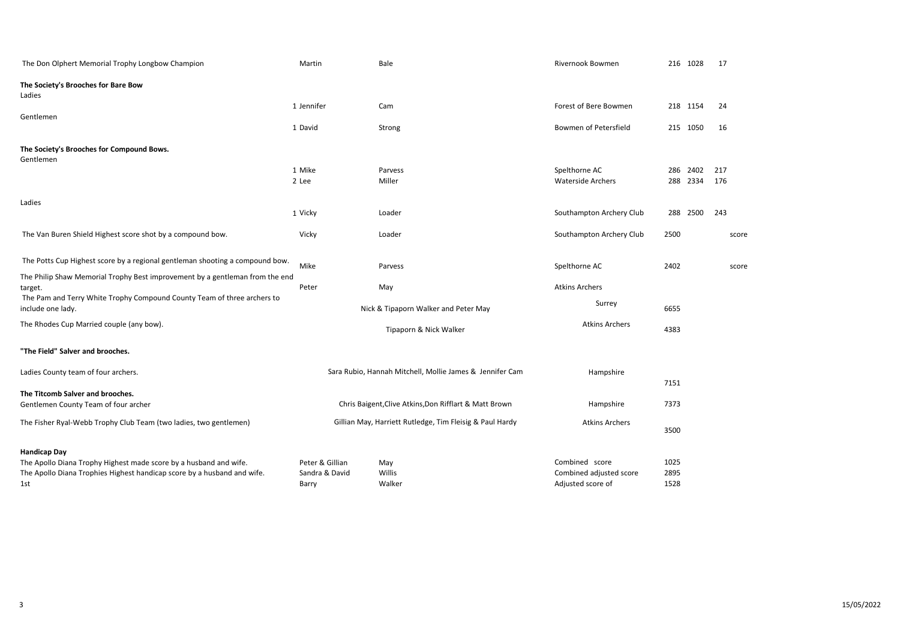| Award | First Name | Surname | Club / County | Hits | Score | Golds |
|---|---|---|---|---|---|---|
| The Don Olphert Memorial Trophy Longbow Champion | Martin | Bale | Rivernook Bowmen | 216 | 1028 | 17 |
| **The Society's Brooches for Bare Bow** | | | | | | |
| Ladies | | | | | | |
| | 1 Jennifer | Cam | Forest of Bere Bowmen | 218 | 1154 | 24 |
| Gentlemen | | | | | | |
| | 1 David | Strong | Bowmen of Petersfield | 215 | 1050 | 16 |
| **The Society's Brooches for Compound Bows.** | | | | | | |
| Gentlemen | | | | | | |
| | 1 Mike | Parvess | Spelthorne AC | 286 | 2402 | 217 |
| | 2 Lee | Miller | Waterside Archers | 288 | 2334 | 176 |
| Ladies | | | | | | |
| | 1 Vicky | Loader | Southampton Archery Club | 288 | 2500 | 243 |
| The Van Buren Shield Highest score shot by a compound bow. | Vicky | Loader | Southampton Archery Club | 2500 | | score |
| The Potts Cup Highest score by a regional gentleman shooting a compound bow. | Mike | Parvess | Spelthorne AC | 2402 | | score |
| The Philip Shaw Memorial Trophy Best improvement by a gentleman from the end target. | Peter | May | Atkins Archers | | | |
| The Pam and Terry White Trophy Compound County Team of three archers to include one lady. | Nick & Tipaporn Walker and Peter May | | Surrey | 6655 | | |
| The Rhodes Cup Married couple (any bow). | Tipaporn & Nick Walker | | Atkins Archers | 4383 | | |
| **"The Field" Salver and brooches.** | | | | | | |
| Ladies County team of four archers. | Sara Rubio, Hannah Mitchell, Mollie James & Jennifer Cam | | Hampshire | 7151 | | |
| **The Titcomb Salver and brooches.** | | | | | | |
| Gentlemen County Team of four archer | Chris Baigent, Clive Atkins, Don Rifflart & Matt Brown | | Hampshire | 7373 | | |
| The Fisher Ryal-Webb Trophy Club Team (two ladies, two gentlemen) | Gillian May, Harriett Rutledge, Tim Fleisig & Paul Hardy | | Atkins Archers | 3500 | | |
| **Handicap Day** | | | | | | |
| The Apollo Diana Trophy Highest made score by a husband and wife. | Peter & Gillian | May | Combined score | 1025 | | |
| The Apollo Diana Trophies Highest handicap score by a husband and wife. | Sandra & David | Willis | Combined adjusted score | 2895 | | |
| 1st | Barry | Walker | Adjusted score of | 1528 | | |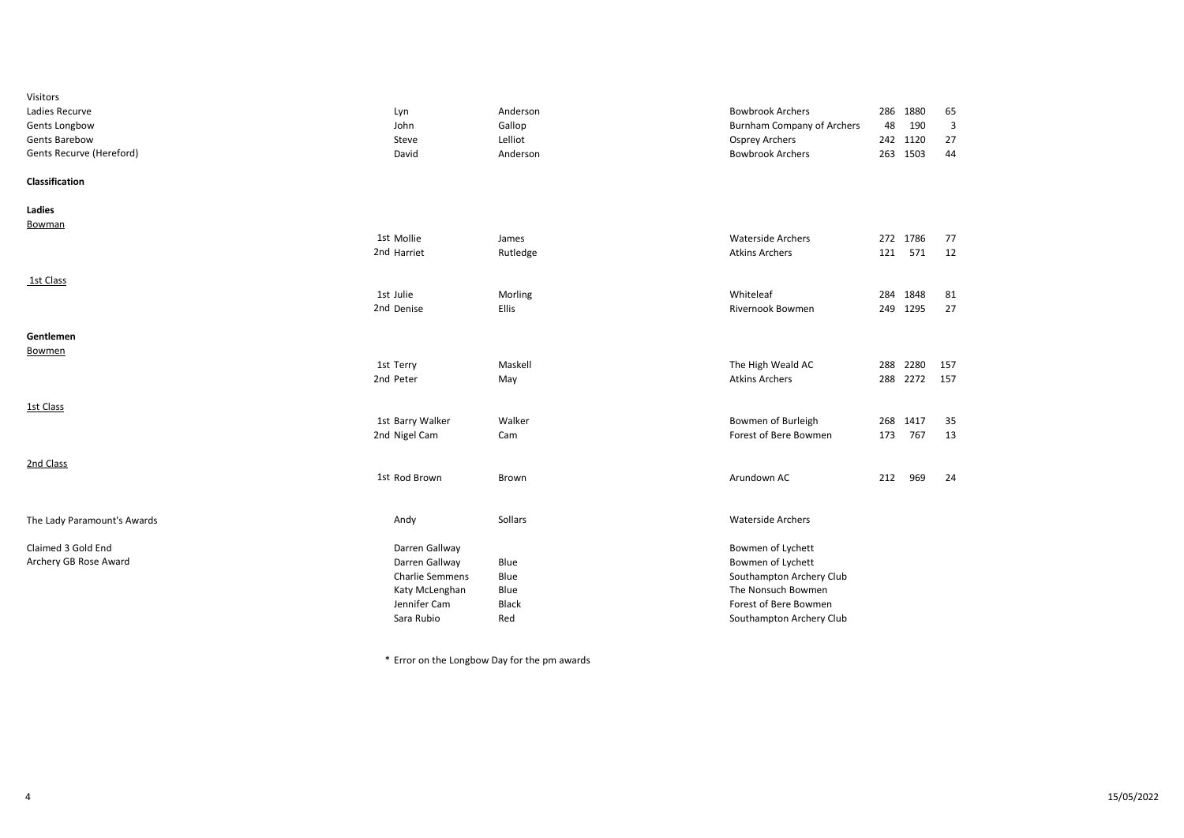| | | | | | | |
|---|---|---|---|---|---|---|
| **Visitors** | | | | | | |
| Ladies Recurve | Lyn | Anderson | Bowbrook Archers | 286 | 1880 | 65 |
| Gents Longbow | John | Gallop | Burnham Company of Archers | 48 | 190 | 3 |
| Gents Barebow | Steve | Lelliot | Osprey Archers | 242 | 1120 | 27 |
| Gents Recurve (Hereford) | David | Anderson | Bowbrook Archers | 263 | 1503 | 44 |
| **Classification** | | | | | | |
| **Ladies** | | | | | | |
| Bowman | | | | | | |
| | 1st Mollie | James | Waterside Archers | 272 | 1786 | 77 |
| | 2nd Harriet | Rutledge | Atkins Archers | 121 | 571 | 12 |
| 1st Class | | | | | | |
| | 1st Julie | Morling | Whiteleaf | 284 | 1848 | 81 |
| | 2nd Denise | Ellis | Rivernook Bowmen | 249 | 1295 | 27 |
| **Gentlemen** | | | | | | |
| Bowmen | | | | | | |
| | 1st Terry | Maskell | The High Weald AC | 288 | 2280 | 157 |
| | 2nd Peter | May | Atkins Archers | 288 | 2272 | 157 |
| 1st Class | | | | | | |
| | 1st Barry Walker | Walker | Bowmen of Burleigh | 268 | 1417 | 35 |
| | 2nd Nigel Cam | Cam | Forest of Bere Bowmen | 173 | 767 | 13 |
| 2nd Class | | | | | | |
| | 1st Rod Brown | Brown | Arundown AC | 212 | 969 | 24 |
| The Lady Paramount's Awards | Andy | Sollars | Waterside Archers | | | |
| Claimed 3 Gold End | Darren Gallway | | Bowmen of Lychett | | | |
| Archery GB Rose Award | Darren Gallway | Blue | Bowmen of Lychett | | | |
| | Charlie Semmens | Blue | Southampton Archery Club | | | |
| | Katy McLenghan | Blue | The Nonsuch Bowmen | | | |
| | Jennifer Cam | Black | Forest of Bere Bowmen | | | |
| | Sara Rubio | Red | Southampton Archery Club | | | |

* Error on the Longbow Day for the pm awards

15/05/2022